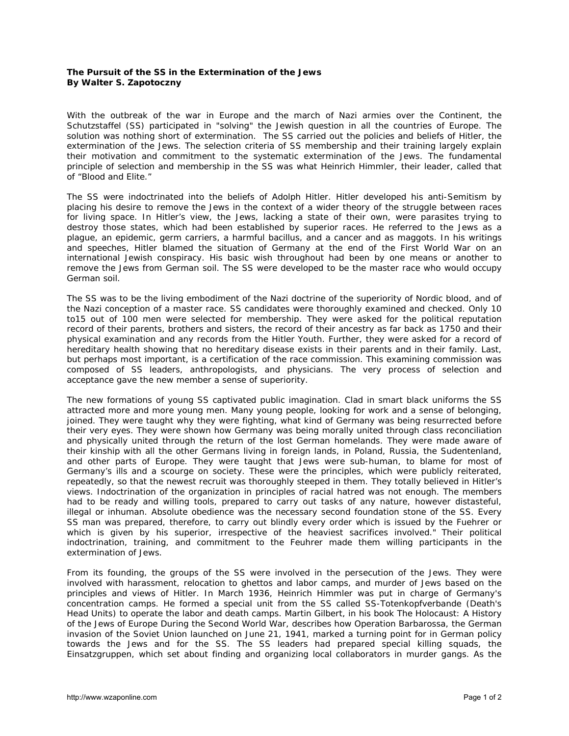**The Pursuit of the SS in the Extermination of the Jews**
**By Walter S. Zapotoczny**

With the outbreak of the war in Europe and the march of Nazi armies over the Continent, the Schutzstaffel (SS) participated in "solving" the Jewish question in all the countries of Europe. The solution was nothing short of extermination. The SS carried out the policies and beliefs of Hitler, the extermination of the Jews. The selection criteria of SS membership and their training largely explain their motivation and commitment to the systematic extermination of the Jews. The fundamental principle of selection and membership in the SS was what Heinrich Himmler, their leader, called that of "Blood and Elite."

The SS were indoctrinated into the beliefs of Adolph Hitler. Hitler developed his anti-Semitism by placing his desire to remove the Jews in the context of a wider theory of the struggle between races for living space. In Hitler's view, the Jews, lacking a state of their own, were parasites trying to destroy those states, which had been established by superior races. He referred to the Jews as a plague, an epidemic, germ carriers, a harmful bacillus, and a cancer and as maggots. In his writings and speeches, Hitler blamed the situation of Germany at the end of the First World War on an international Jewish conspiracy. His basic wish throughout had been by one means or another to remove the Jews from German soil. The SS were developed to be the master race who would occupy German soil.

The SS was to be the living embodiment of the Nazi doctrine of the superiority of Nordic blood, and of the Nazi conception of a master race. SS candidates were thoroughly examined and checked. Only 10 to15 out of 100 men were selected for membership. They were asked for the political reputation record of their parents, brothers and sisters, the record of their ancestry as far back as 1750 and their physical examination and any records from the Hitler Youth. Further, they were asked for a record of hereditary health showing that no hereditary disease exists in their parents and in their family. Last, but perhaps most important, is a certification of the race commission. This examining commission was composed of SS leaders, anthropologists, and physicians. The very process of selection and acceptance gave the new member a sense of superiority.

The new formations of young SS captivated public imagination. Clad in smart black uniforms the SS attracted more and more young men. Many young people, looking for work and a sense of belonging, joined. They were taught why they were fighting, what kind of Germany was being resurrected before their very eyes. They were shown how Germany was being morally united through class reconciliation and physically united through the return of the lost German homelands. They were made aware of their kinship with all the other Germans living in foreign lands, in Poland, Russia, the Sudentenland, and other parts of Europe. They were taught that Jews were sub-human, to blame for most of Germany's ills and a scourge on society. These were the principles, which were publicly reiterated, repeatedly, so that the newest recruit was thoroughly steeped in them. They totally believed in Hitler's views. Indoctrination of the organization in principles of racial hatred was not enough. The members had to be ready and willing tools, prepared to carry out tasks of any nature, however distasteful, illegal or inhuman. Absolute obedience was the necessary second foundation stone of the SS. Every SS man was prepared, therefore, to carry out blindly every order which is issued by the Fuehrer or which is given by his superior, irrespective of the heaviest sacrifices involved." Their political indoctrination, training, and commitment to the Feuhrer made them willing participants in the extermination of Jews.

From its founding, the groups of the SS were involved in the persecution of the Jews. They were involved with harassment, relocation to ghettos and labor camps, and murder of Jews based on the principles and views of Hitler. In March 1936, Heinrich Himmler was put in charge of Germany's concentration camps. He formed a special unit from the SS called SS-Totenkopfverbande (Death's Head Units) to operate the labor and death camps. Martin Gilbert, in his book The Holocaust: A History of the Jews of Europe During the Second World War, describes how Operation Barbarossa, the German invasion of the Soviet Union launched on June 21, 1941, marked a turning point for in German policy towards the Jews and for the SS. The SS leaders had prepared special killing squads, the Einsatzgruppen, which set about finding and organizing local collaborators in murder gangs. As the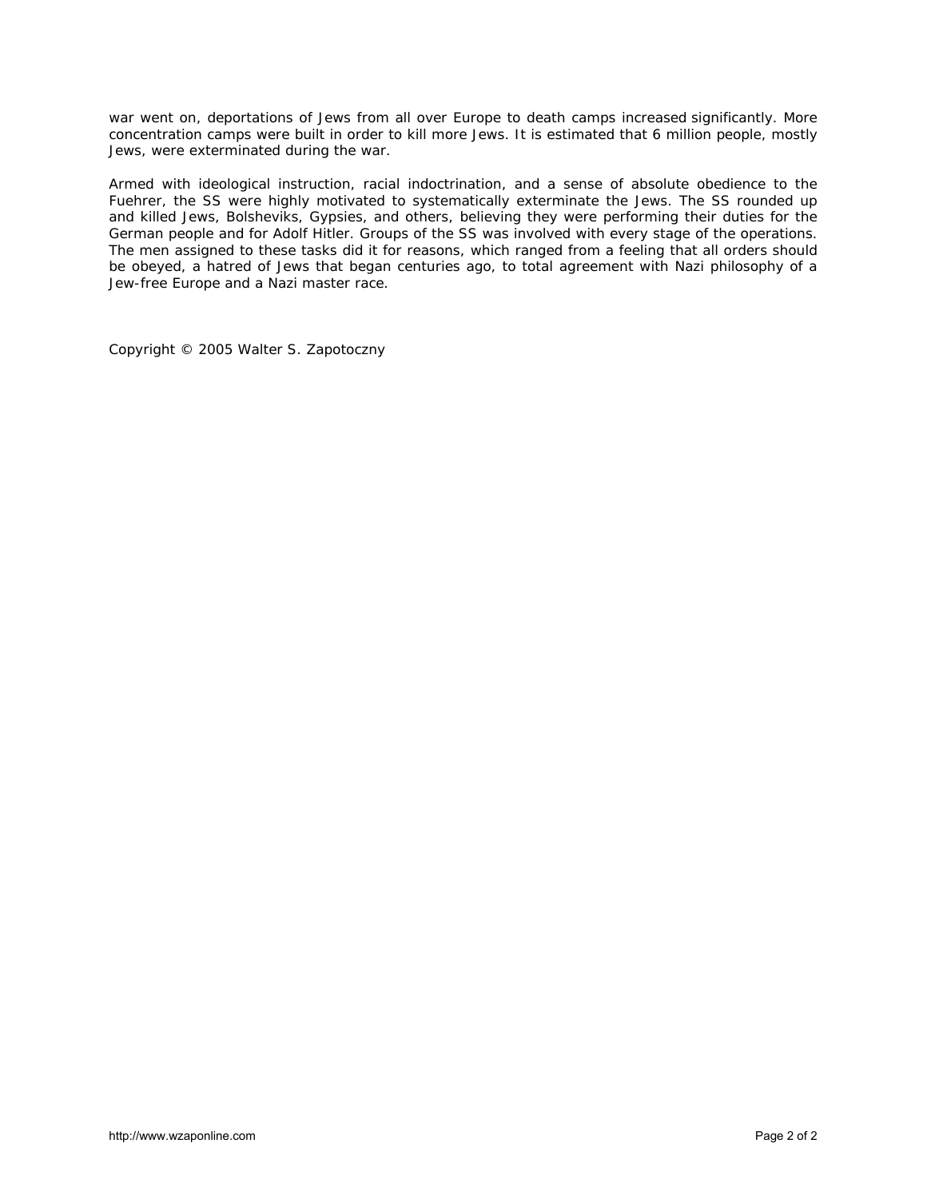war went on, deportations of Jews from all over Europe to death camps increased significantly. More concentration camps were built in order to kill more Jews. It is estimated that 6 million people, mostly Jews, were exterminated during the war.

Armed with ideological instruction, racial indoctrination, and a sense of absolute obedience to the Fuehrer, the SS were highly motivated to systematically exterminate the Jews. The SS rounded up and killed Jews, Bolsheviks, Gypsies, and others, believing they were performing their duties for the German people and for Adolf Hitler. Groups of the SS was involved with every stage of the operations. The men assigned to these tasks did it for reasons, which ranged from a feeling that all orders should be obeyed, a hatred of Jews that began centuries ago, to total agreement with Nazi philosophy of a Jew-free Europe and a Nazi master race.

Copyright © 2005 Walter S. Zapotoczny